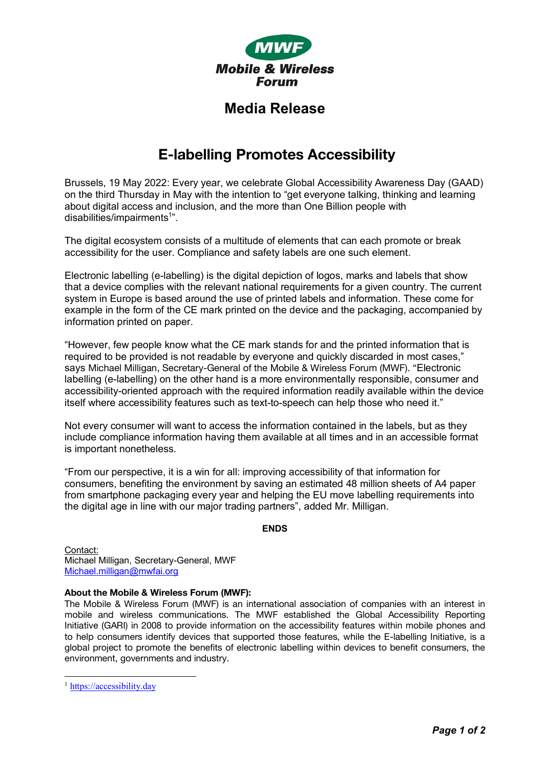**MWF**
**Mobile & Wireless Forum**

## Media Release

# E-labelling Promotes Accessibility

Brussels, 19 May 2022: Every year, we celebrate Global Accessibility Awareness Day (GAAD) on the third Thursday in May with the intention to “get everyone talking, thinking and learning about digital access and inclusion, and the more than One Billion people with disabilities/impairments[1]”.

The digital ecosystem consists of a multitude of elements that can each promote or break accessibility for the user. Compliance and safety labels are one such element.

Electronic labelling (e-labelling) is the digital depiction of logos, marks and labels that show that a device complies with the relevant national requirements for a given country. The current system in Europe is based around the use of printed labels and information. These come for example in the form of the CE mark printed on the device and the packaging, accompanied by information printed on paper.

“However, few people know what the CE mark stands for and the printed information that is required to be provided is not readable by everyone and quickly discarded in most cases,” says Michael Milligan, Secretary-General of the Mobile & Wireless Forum (MWF). “Electronic labelling (e-labelling) on the other hand is a more environmentally responsible, consumer and accessibility-oriented approach with the required information readily available within the device itself where accessibility features such as text-to-speech can help those who need it.”

Not every consumer will want to access the information contained in the labels, but as they include compliance information having them available at all times and in an accessible format is important nonetheless.

“From our perspective, it is a win for all: improving accessibility of that information for consumers, benefiting the environment by saving an estimated 48 million sheets of A4 paper from smartphone packaging every year and helping the EU move labelling requirements into the digital age in line with our major trading partners”, added Mr. Milligan.

**ENDS**

Contact:
Michael Milligan, Secretary-General, MWF
Michael.milligan@mwfai.org

**About the Mobile & Wireless Forum (MWF):**
The Mobile & Wireless Forum (MWF) is an international association of companies with an interest in mobile and wireless communications. The MWF established the Global Accessibility Reporting Initiative (GARI) in 2008 to provide information on the accessibility features within mobile phones and to help consumers identify devices that supported those features, while the E-labelling Initiative, is a global project to promote the benefits of electronic labelling within devices to benefit consumers, the environment, governments and industry.

[1] https://accessibility.day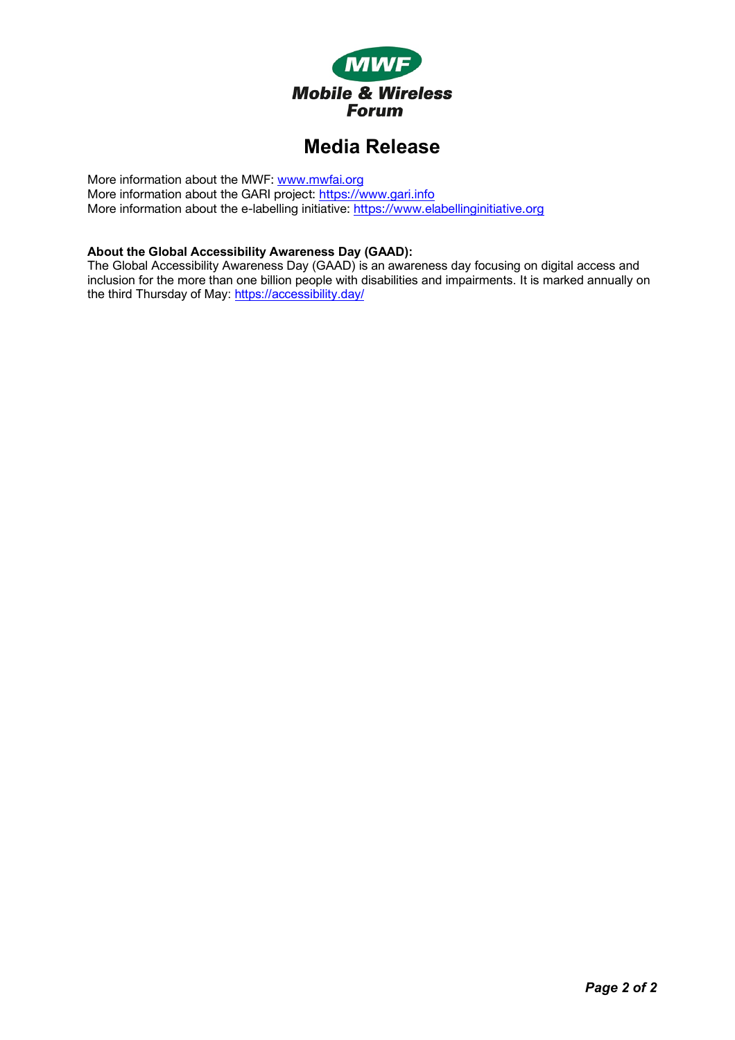**MWF**

**Mobile & Wireless Forum**

# Media Release

More information about the MWF: www.mwfai.org
More information about the GARI project: https://www.gari.info
More information about the e-labelling initiative: https://www.elabellinginitiative.org

**About the Global Accessibility Awareness Day (GAAD):**
The Global Accessibility Awareness Day (GAAD) is an awareness day focusing on digital access and inclusion for the more than one billion people with disabilities and impairments. It is marked annually on the third Thursday of May: https://accessibility.day/